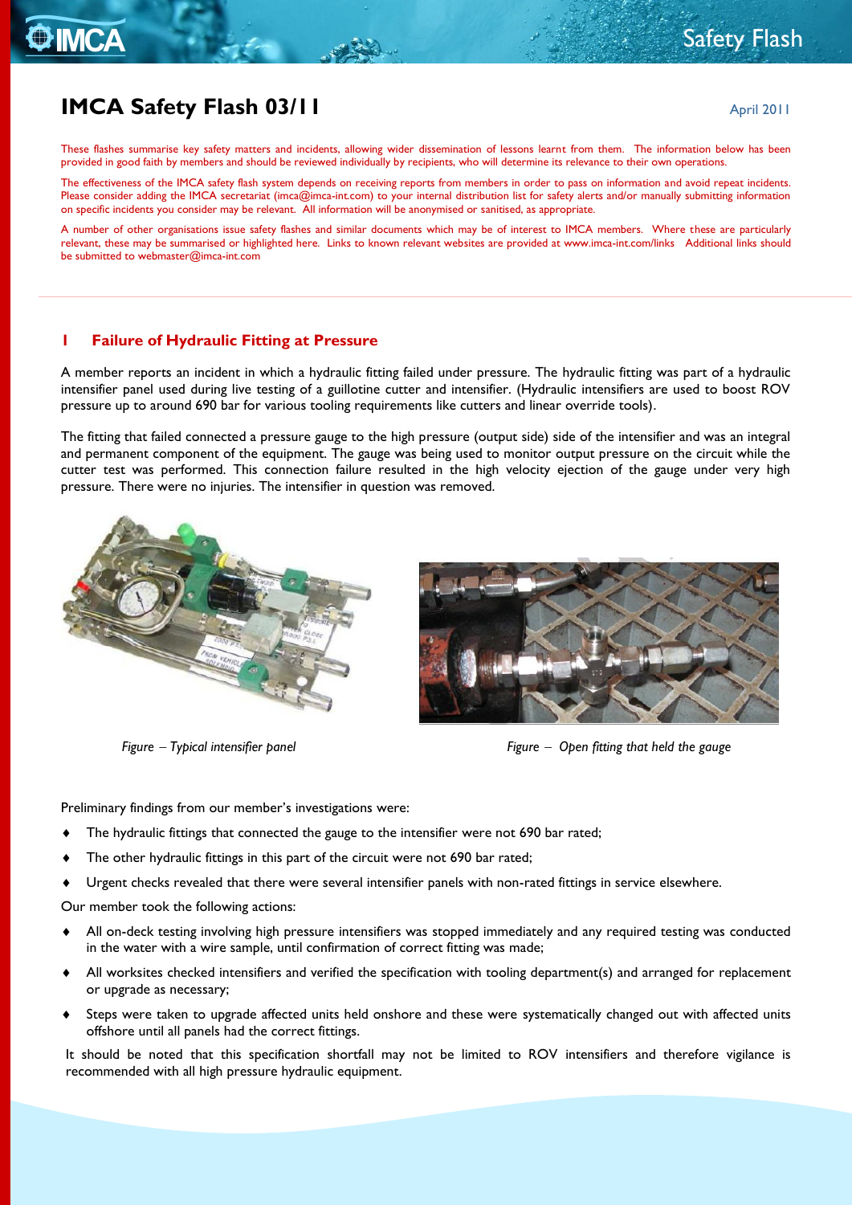# IMCA Safety Flash 03/11

April 2011

These flashes summarise key safety matters and incidents, allowing wider dissemination of lessons learnt from them. The information below has been provided in good faith by members and should be reviewed individually by recipients, who will determine its relevance to their own operations.

The effectiveness of the IMCA safety flash system depends on receiving reports from members in order to pass on information and avoid repeat incidents. Please consider adding the IMCA secretariat (imca@imca-int.com) to your internal distribution list for safety alerts and/or manually submitting information on specific incidents you consider may be relevant. All information will be anonymised or sanitised, as appropriate.

A number of other organisations issue safety flashes and similar documents which may be of interest to IMCA members. Where these are particularly relevant, these may be summarised or highlighted here. Links to known relevant websites are provided at www.imca-int.com/links Additional links should be submitted to webmaster@imca-int.com

## 1 Failure of Hydraulic Fitting at Pressure

A member reports an incident in which a hydraulic fitting failed under pressure. The hydraulic fitting was part of a hydraulic intensifier panel used during live testing of a guillotine cutter and intensifier. (Hydraulic intensifiers are used to boost ROV pressure up to around 690 bar for various tooling requirements like cutters and linear override tools).

The fitting that failed connected a pressure gauge to the high pressure (output side) side of the intensifier and was an integral and permanent component of the equipment. The gauge was being used to monitor output pressure on the circuit while the cutter test was performed. This connection failure resulted in the high velocity ejection of the gauge under very high pressure. There were no injuries. The intensifier in question was removed.

*Figure – Typical intensifier panel*

*Figure – Open fitting that held the gauge*

Preliminary findings from our member's investigations were:

- The hydraulic fittings that connected the gauge to the intensifier were not 690 bar rated;
- The other hydraulic fittings in this part of the circuit were not 690 bar rated;
- Urgent checks revealed that there were several intensifier panels with non-rated fittings in service elsewhere.

Our member took the following actions:

- All on-deck testing involving high pressure intensifiers was stopped immediately and any required testing was conducted in the water with a wire sample, until confirmation of correct fitting was made;
- All worksites checked intensifiers and verified the specification with tooling department(s) and arranged for replacement or upgrade as necessary;
- Steps were taken to upgrade affected units held onshore and these were systematically changed out with affected units offshore until all panels had the correct fittings.

It should be noted that this specification shortfall may not be limited to ROV intensifiers and therefore vigilance is recommended with all high pressure hydraulic equipment.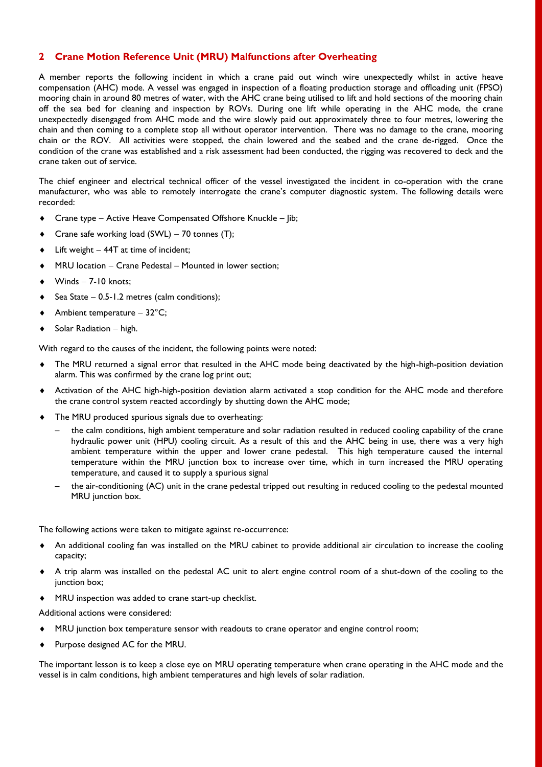## 2 Crane Motion Reference Unit (MRU) Malfunctions after Overheating

A member reports the following incident in which a crane paid out winch wire unexpectedly whilst in active heave compensation (AHC) mode. A vessel was engaged in inspection of a floating production storage and offloading unit (FPSO) mooring chain in around 80 metres of water, with the AHC crane being utilised to lift and hold sections of the mooring chain off the sea bed for cleaning and inspection by ROVs. During one lift while operating in the AHC mode, the crane unexpectedly disengaged from AHC mode and the wire slowly paid out approximately three to four metres, lowering the chain and then coming to a complete stop all without operator intervention. There was no damage to the crane, mooring chain or the ROV. All activities were stopped, the chain lowered and the seabed and the crane de-rigged. Once the condition of the crane was established and a risk assessment had been conducted, the rigging was recovered to deck and the crane taken out of service.

The chief engineer and electrical technical officer of the vessel investigated the incident in co-operation with the crane manufacturer, who was able to remotely interrogate the crane's computer diagnostic system. The following details were recorded:

- Crane type – Active Heave Compensated Offshore Knuckle – Jib;
- Crane safe working load (SWL) – 70 tonnes (T);
- Lift weight – 44T at time of incident;
- MRU location – Crane Pedestal – Mounted in lower section;
- Winds – 7-10 knots;
- Sea State – 0.5-1.2 metres (calm conditions);
- Ambient temperature – 32°C;
- Solar Radiation – high.

With regard to the causes of the incident, the following points were noted:

- The MRU returned a signal error that resulted in the AHC mode being deactivated by the high-high-position deviation alarm. This was confirmed by the crane log print out;
- Activation of the AHC high-high-position deviation alarm activated a stop condition for the AHC mode and therefore the crane control system reacted accordingly by shutting down the AHC mode;
- The MRU produced spurious signals due to overheating:
  - the calm conditions, high ambient temperature and solar radiation resulted in reduced cooling capability of the crane hydraulic power unit (HPU) cooling circuit. As a result of this and the AHC being in use, there was a very high ambient temperature within the upper and lower crane pedestal. This high temperature caused the internal temperature within the MRU junction box to increase over time, which in turn increased the MRU operating temperature, and caused it to supply a spurious signal
  - the air-conditioning (AC) unit in the crane pedestal tripped out resulting in reduced cooling to the pedestal mounted MRU junction box.

The following actions were taken to mitigate against re-occurrence:

- An additional cooling fan was installed on the MRU cabinet to provide additional air circulation to increase the cooling capacity;
- A trip alarm was installed on the pedestal AC unit to alert engine control room of a shut-down of the cooling to the junction box;
- MRU inspection was added to crane start-up checklist.

Additional actions were considered:

- MRU junction box temperature sensor with readouts to crane operator and engine control room;
- Purpose designed AC for the MRU.

The important lesson is to keep a close eye on MRU operating temperature when crane operating in the AHC mode and the vessel is in calm conditions, high ambient temperatures and high levels of solar radiation.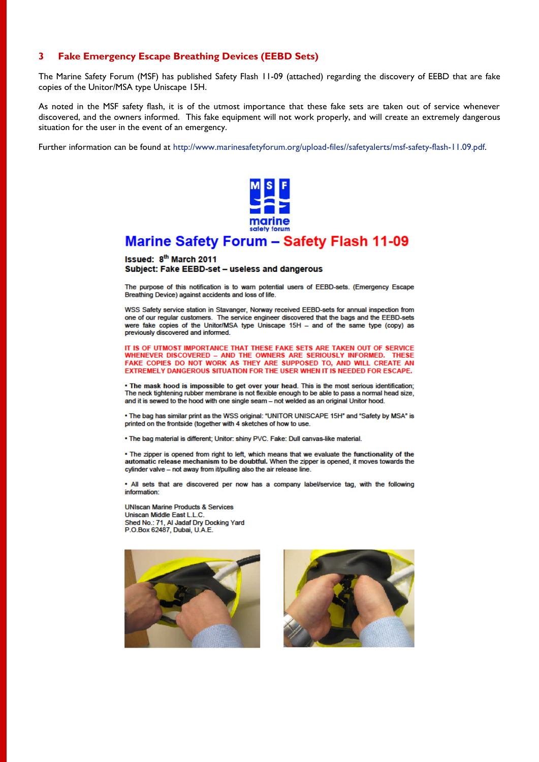## 3 Fake Emergency Escape Breathing Devices (EEBD Sets)

The Marine Safety Forum (MSF) has published Safety Flash 11-09 (attached) regarding the discovery of EEBD that are fake copies of the Unitor/MSA type Uniscape 15H.

As noted in the MSF safety flash, it is of the utmost importance that these fake sets are taken out of service whenever discovered, and the owners informed. This fake equipment will not work properly, and will create an extremely dangerous situation for the user in the event of an emergency.

Further information can be found at http://www.marinesafetyforum.org/upload-files//safetyalerts/msf-safety-flash-11.09.pdf.

MSF marine safety forum

# Marine Safety Forum – Safety Flash 11-09

**Issued: 8th March 2011**
**Subject: Fake EEBD-set – useless and dangerous**

The purpose of this notification is to warn potential users of EEBD-sets. (Emergency Escape Breathing Device) against accidents and loss of life.

WSS Safety service station in Stavanger, Norway received EEBD-sets for annual inspection from one of our regular customers. The service engineer discovered that the bags and the EEBD-sets were fake copies of the Unitor/MSA type Uniscape 15H – and of the same type (copy) as previously discovered and informed.

**IT IS OF UTMOST IMPORTANCE THAT THESE FAKE SETS ARE TAKEN OUT OF SERVICE WHENEVER DISCOVERED – AND THE OWNERS ARE SERIOUSLY INFORMED. THESE FAKE COPIES DO NOT WORK AS THEY ARE SUPPOSED TO, AND WILL CREATE AN EXTREMELY DANGEROUS SITUATION FOR THE USER WHEN IT IS NEEDED FOR ESCAPE.**

- **The mask hood is impossible to get over your head.** This is the most serious identification; The neck tightening rubber membrane is not flexible enough to be able to pass a normal head size, and it is sewed to the hood with one single seam – not welded as an original Unitor hood.

- The bag has similar print as the WSS original: "UNITOR UNISCAPE 15H" and "Safety by MSA" is printed on the frontside (together with 4 sketches of how to use.

- The bag material is different; Unitor: shiny PVC. Fake: Dull canvas-like material.

- The zipper is opened from right to left, which means that we evaluate the **functionality of the automatic release mechanism to be doubtful.** When the zipper is opened, it moves towards the cylinder valve – not away from it/pulling also the air release line.

- All sets that are discovered per now has a company label/service tag, with the following information:

UNIscan Marine Products & Services
Uniscan Middle East L.L.C.
Shed No.: 71, Al Jadaf Dry Docking Yard
P.O.Box 62487, Dubai, U.A.E.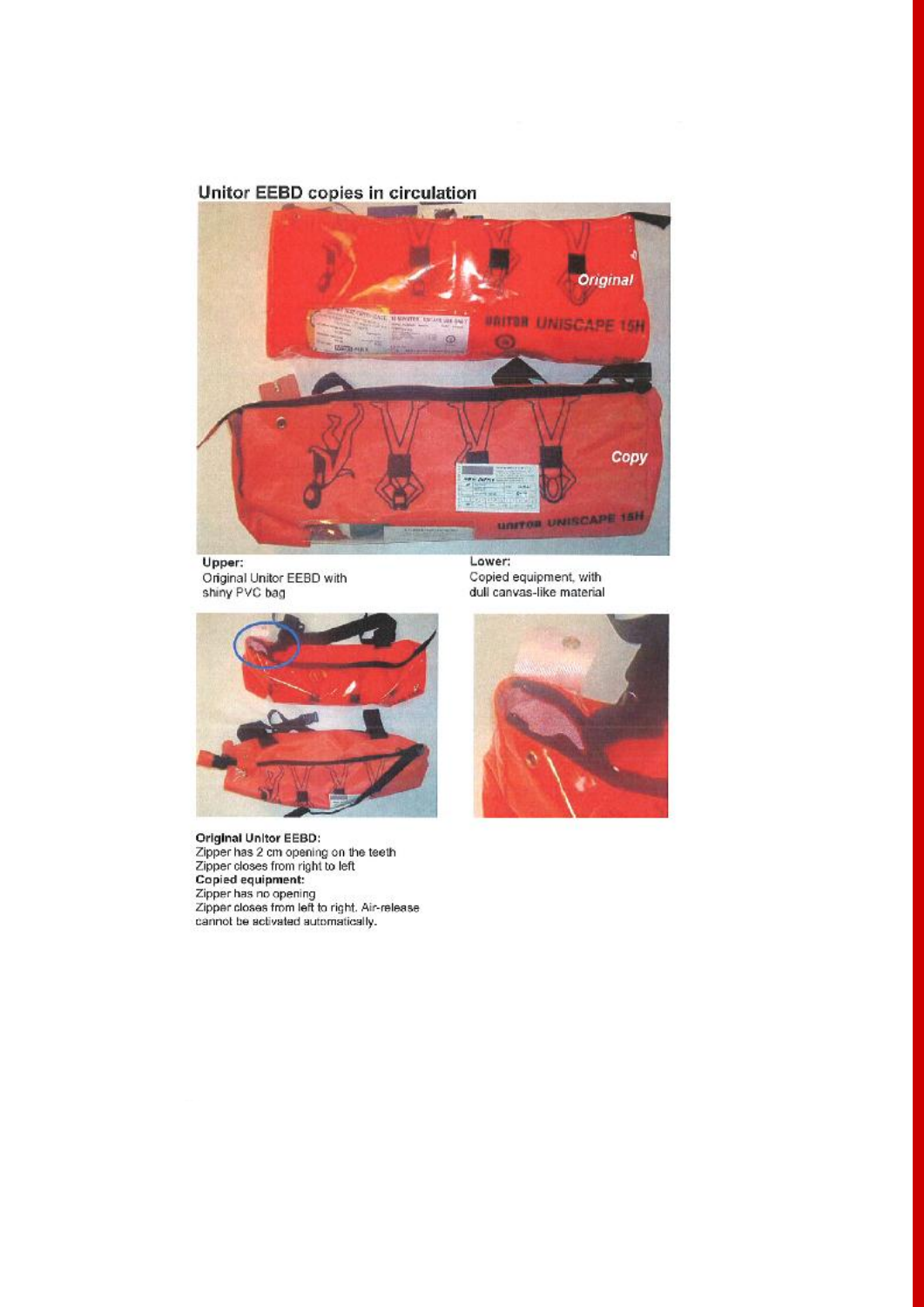## Unitor EEBD copies in circulation

**Upper:**
Original Unitor EEBD with shiny PVC bag

**Lower:**
Copied equipment, with dull canvas-like material

**Original Unitor EEBD:**
Zipper has 2 cm opening on the teeth
Zipper closes from right to left
**Copied equipment:**
Zipper has no opening
Zipper closes from left to right. Air-release cannot be activated automatically.